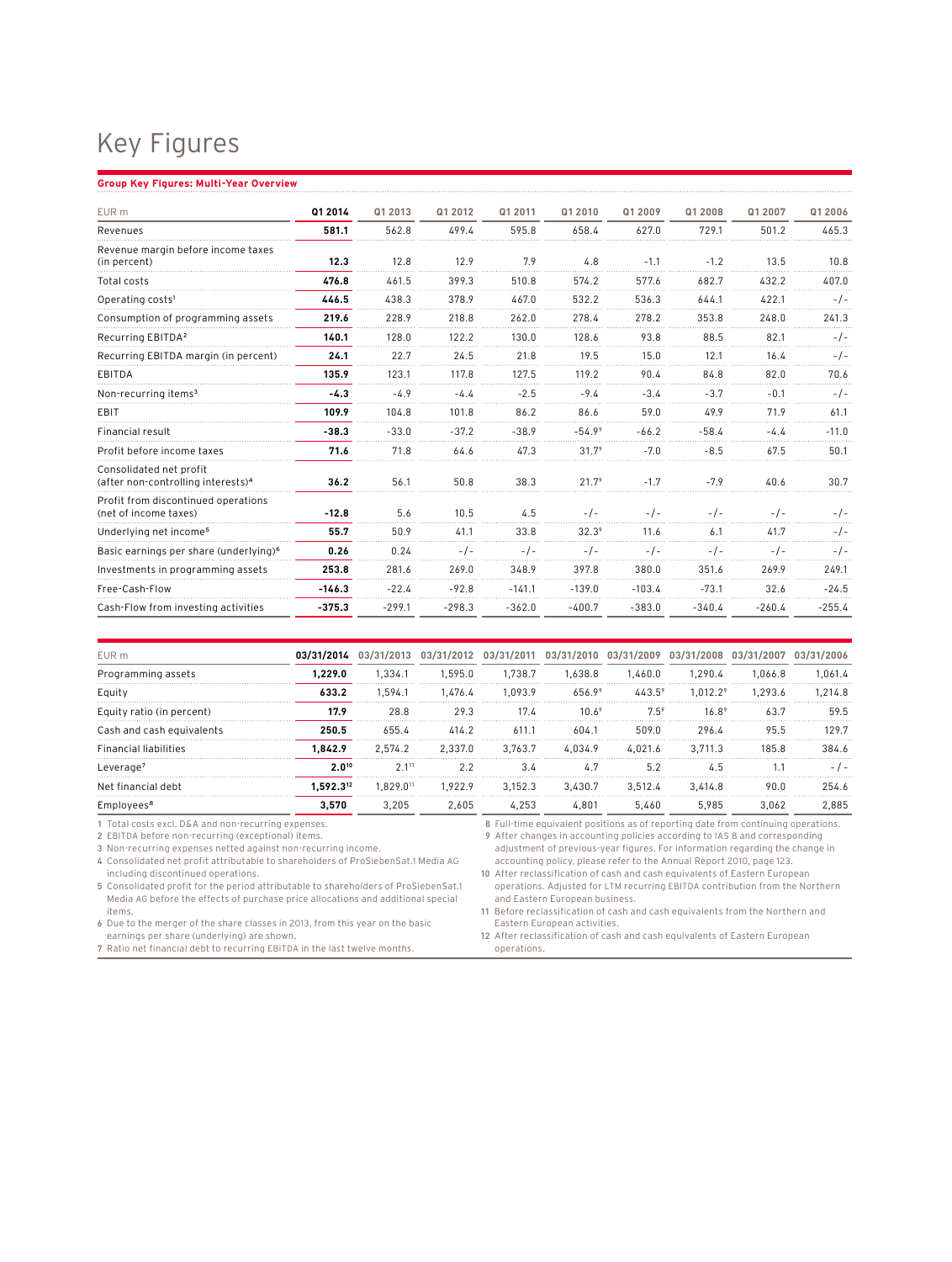# Key Figures

**Group Key Figures: Multi-Year Overview**

| EUR m | Q1 2014 | Q1 2013 | Q1 2012 | Q1 2011 | Q1 2010 | Q1 2009 | Q1 2008 | Q1 2007 | Q1 2006 |
|---|---|---|---|---|---|---|---|---|---|
| Revenues | **581.1** | 562.8 | 499.4 | 595.8 | 658.4 | 627.0 | 729.1 | 501.2 | 465.3 |
| Revenue margin before income taxes (in percent) | **12.3** | 12.8 | 12.9 | 7.9 | 4.8 | -1.1 | -1.2 | 13.5 | 10.8 |
| Total costs | **476.8** | 461.5 | 399.3 | 510.8 | 574.2 | 577.6 | 682.7 | 432.2 | 407.0 |
| Operating costs[1] | **446.5** | 438.3 | 378.9 | 467.0 | 532.2 | 536.3 | 644.1 | 422.1 | -/- |
| Consumption of programming assets | **219.6** | 228.9 | 218.8 | 262.0 | 278.4 | 278.2 | 353.8 | 248.0 | 241.3 |
| Recurring EBITDA[2] | **140.1** | 128.0 | 122.2 | 130.0 | 128.6 | 93.8 | 88.5 | 82.1 | -/- |
| Recurring EBITDA margin (in percent) | **24.1** | 22.7 | 24.5 | 21.8 | 19.5 | 15.0 | 12.1 | 16.4 | -/- |
| EBITDA | **135.9** | 123.1 | 117.8 | 127.5 | 119.2 | 90.4 | 84.8 | 82.0 | 70.6 |
| Non-recurring items[3] | **-4.3** | -4.9 | -4.4 | -2.5 | -9.4 | -3.4 | -3.7 | -0.1 | -/- |
| EBIT | **109.9** | 104.8 | 101.8 | 86.2 | 86.6 | 59.0 | 49.9 | 71.9 | 61.1 |
| Financial result | **-38.3** | -33.0 | -37.2 | -38.9 | -54.9[9] | -66.2 | -58.4 | -4.4 | -11.0 |
| Profit before income taxes | **71.6** | 71.8 | 64.6 | 47.3 | 31.7[9] | -7.0 | -8.5 | 67.5 | 50.1 |
| Consolidated net profit (after non-controlling interests)[4] | **36.2** | 56.1 | 50.8 | 38.3 | 21.7[9] | -1.7 | -7.9 | 40.6 | 30.7 |
| Profit from discontinued operations (net of income taxes) | **-12.8** | 5.6 | 10.5 | 4.5 | -/- | -/- | -/- | -/- | -/- |
| Underlying net income[5] | **55.7** | 50.9 | 41.1 | 33.8 | 32.3[9] | 11.6 | 6.1 | 41.7 | -/- |
| Basic earnings per share (underlying)[6] | **0.26** | 0.24 | -/- | -/- | -/- | -/- | -/- | -/- | -/- |
| Investments in programming assets | **253.8** | 281.6 | 269.0 | 348.9 | 397.8 | 380.0 | 351.6 | 269.9 | 249.1 |
| Free-Cash-Flow | **-146.3** | -22.4 | -92.8 | -141.1 | -139.0 | -103.4 | -73.1 | 32.6 | -24.5 |
| Cash-Flow from investing activities | **-375.3** | -299.1 | -298.3 | -362.0 | -400.7 | -383.0 | -340.4 | -260.4 | -255.4 |

| EUR m | 03/31/2014 | 03/31/2013 | 03/31/2012 | 03/31/2011 | 03/31/2010 | 03/31/2009 | 03/31/2008 | 03/31/2007 | 03/31/2006 |
|---|---|---|---|---|---|---|---|---|---|
| Programming assets | **1,229.0** | 1,334.1 | 1,595.0 | 1,738.7 | 1,638.8 | 1,460.0 | 1,290.4 | 1,066.8 | 1,061.4 |
| Equity | **633.2** | 1,594.1 | 1,476.4 | 1,093.9 | 656.9[9] | 443.5[9] | 1,012.2[9] | 1,293.6 | 1,214.8 |
| Equity ratio (in percent) | **17.9** | 28.8 | 29.3 | 17.4 | 10.6[9] | 7.5[9] | 16.8[9] | 63.7 | 59.5 |
| Cash and cash equivalents | **250.5** | 655.4 | 414.2 | 611.1 | 604.1 | 509.0 | 296.4 | 95.5 | 129.7 |
| Financial liabilities | **1,842.9** | 2,574.2 | 2,337.0 | 3,763.7 | 4,034.9 | 4,021.6 | 3,711.3 | 185.8 | 384.6 |
| Leverage[7] | **2.0[10]** | 2.1[11] | 2.2 | 3.4 | 4.7 | 5.2 | 4.5 | 1.1 | -/- |
| Net financial debt | **1,592.3[12]** | 1,829.0[11] | 1,922.9 | 3,152.3 | 3,430.7 | 3,512.4 | 3,414.8 | 90.0 | 254.6 |
| Employees[8] | **3,570** | 3,205 | 2,605 | 4,253 | 4,801 | 5,460 | 5,985 | 3,062 | 2,885 |

1 Total costs excl. D&A and non-recurring expenses.
2 EBITDA before non-recurring (exceptional) items.
3 Non-recurring expenses netted against non-recurring income.
4 Consolidated net profit attributable to shareholders of ProSiebenSat.1 Media AG including discontinued operations.
5 Consolidated profit for the period attributable to shareholders of ProSiebenSat.1 Media AG before the effects of purchase price allocations and additional special items.
6 Due to the merger of the share classes in 2013, from this year on the basic earnings per share (underlying) are shown.
7 Ratio net financial debt to recurring EBITDA in the last twelve months.
8 Full-time equivalent positions as of reporting date from continuing operations.
9 After changes in accounting policies according to IAS 8 and corresponding adjustment of previous-year figures. For information regarding the change in accounting policy, please refer to the Annual Report 2010, page 123.
10 After reclassification of cash and cash equivalents of Eastern European operations. Adjusted for LTM recurring EBITDA contribution from the Northern and Eastern European business.
11 Before reclassification of cash and cash equivalents from the Northern and Eastern European activities.
12 After reclassification of cash and cash equivalents of Eastern European operations.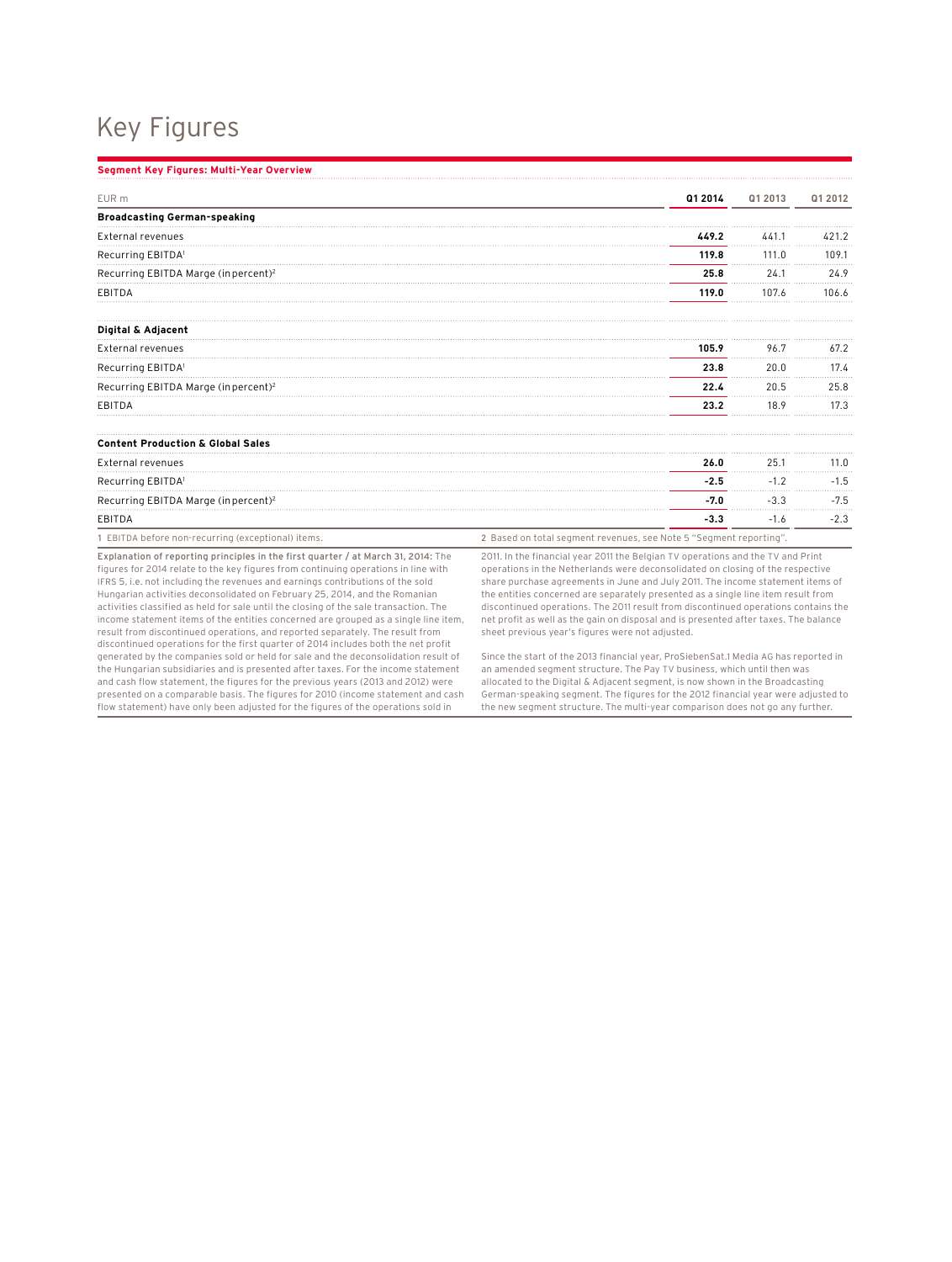# Key Figures

**Segment Key Figures: Multi-Year Overview**

| EUR m | Q1 2014 | Q1 2013 | Q1 2012 |
|---|---|---|---|
| **Broadcasting German-speaking** | | | |
| External revenues | **449.2** | 441.1 | 421.2 |
| Recurring EBITDA[1] | **119.8** | 111.0 | 109.1 |
| Recurring EBITDA Marge (in percent)[2] | **25.8** | 24.1 | 24.9 |
| EBITDA | **119.0** | 107.6 | 106.6 |
| **Digital & Adjacent** | | | |
| External revenues | **105.9** | 96.7 | 67.2 |
| Recurring EBITDA[1] | **23.8** | 20.0 | 17.4 |
| Recurring EBITDA Marge (in percent)[2] | **22.4** | 20.5 | 25.8 |
| EBITDA | **23.2** | 18.9 | 17.3 |
| **Content Production & Global Sales** | | | |
| External revenues | **26.0** | 25.1 | 11.0 |
| Recurring EBITDA[1] | **-2.5** | -1.2 | -1.5 |
| Recurring EBITDA Marge (in percent)[2] | **-7.0** | -3.3 | -7.5 |
| EBITDA | **-3.3** | -1.6 | -2.3 |

1 EBITDA before non-recurring (exceptional) items.

2 Based on total segment revenues, see Note 5 "Segment reporting".

**Explanation of reporting principles in the first quarter / at March 31, 2014:** The figures for 2014 relate to the key figures from continuing operations in line with IFRS 5, i.e. not including the revenues and earnings contributions of the sold Hungarian activities deconsolidated on February 25, 2014, and the Romanian activities classified as held for sale until the closing of the sale transaction. The income statement items of the entities concerned are grouped as a single line item, result from discontinued operations, and reported separately. The result from discontinued operations for the first quarter of 2014 includes both the net profit generated by the companies sold or held for sale and the deconsolidation result of the Hungarian subsidiaries and is presented after taxes. For the income statement and cash flow statement, the figures for the previous years (2013 and 2012) were presented on a comparable basis. The figures for 2010 (income statement and cash flow statement) have only been adjusted for the figures of the operations sold in 2011. In the financial year 2011 the Belgian TV operations and the TV and Print operations in the Netherlands were deconsolidated on closing of the respective share purchase agreements in June and July 2011. The income statement items of the entities concerned are separately presented as a single line item result from discontinued operations. The 2011 result from discontinued operations contains the net profit as well as the gain on disposal and is presented after taxes. The balance sheet previous year's figures were not adjusted.

Since the start of the 2013 financial year, ProSiebenSat.1 Media AG has reported in an amended segment structure. The Pay TV business, which until then was allocated to the Digital & Adjacent segment, is now shown in the Broadcasting German-speaking segment. The figures for the 2012 financial year were adjusted to the new segment structure. The multi-year comparison does not go any further.